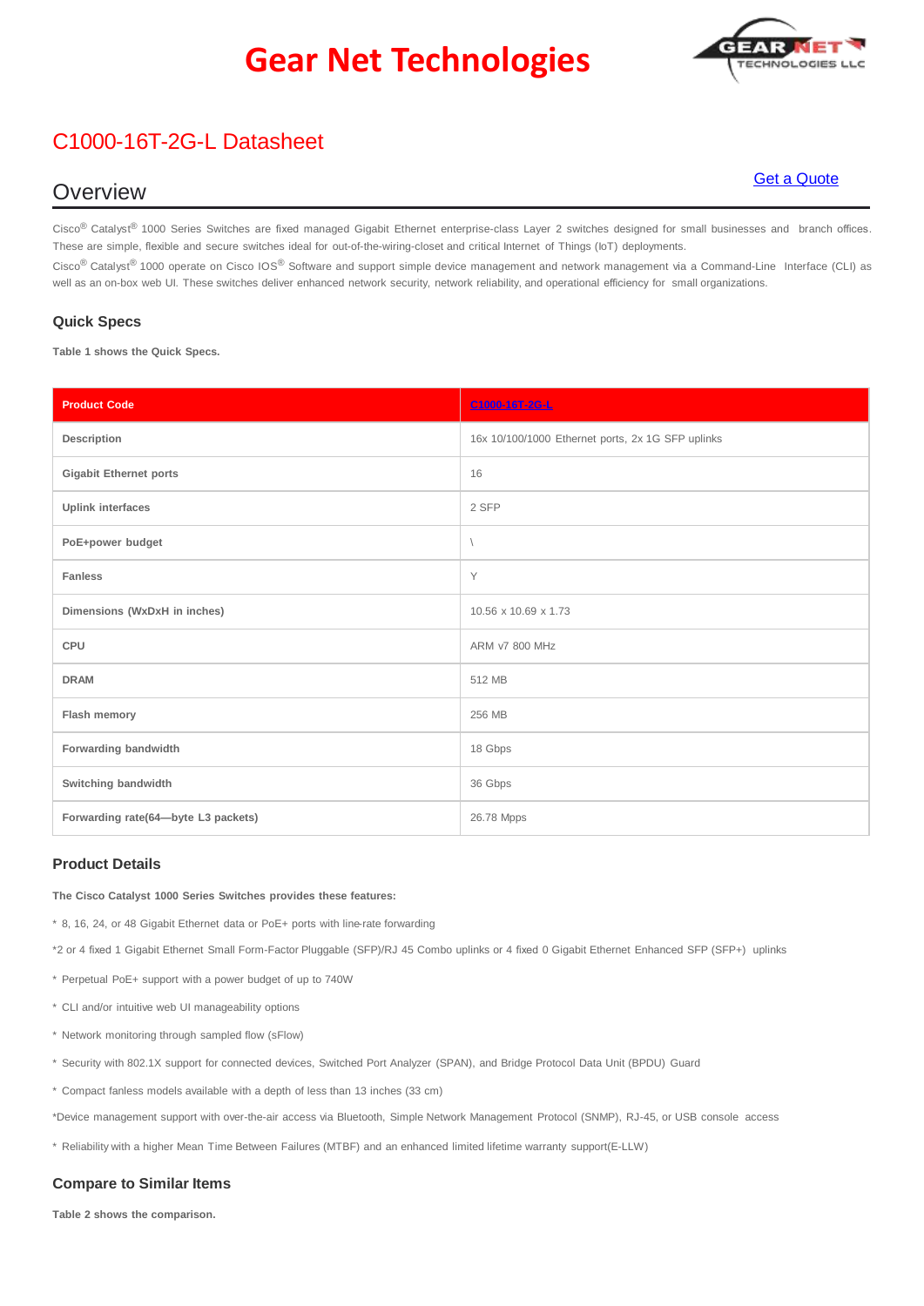# Gear Net Technologies

## C1000-16T-2G-L Datasheet

## Overview

Get a Quote

Cisco® Catalyst® 1000 Series Switches are fixed managed Gigabit Ethernet enterprise-class Layer 2 switches designed for small businesses and branch offices. These are simple, flexible and secure switches ideal for out-of-the-wiring-closet and critical Internet of Things (IoT) deployments.

Cisco® Catalyst® 1000 operate on Cisco IOS® Software and support simple device management and network management via a Command-Line Interface (CLI) as well as an on-box web UI. These switches deliver enhanced network security, network reliability, and operational efficiency for small organizations.

### Quick Specs

**Table 1 shows the Quick Specs.**

| Product Code | C1000-16T-2G-L |
| --- | --- |
| Description | 16x 10/100/1000 Ethernet ports, 2x 1G SFP uplinks |
| Gigabit Ethernet ports | 16 |
| Uplink interfaces | 2 SFP |
| PoE+power budget | \ |
| Fanless | Y |
| Dimensions (WxDxH in inches) | 10.56 x 10.69 x 1.73 |
| CPU | ARM v7 800 MHz |
| DRAM | 512 MB |
| Flash memory | 256 MB |
| Forwarding bandwidth | 18 Gbps |
| Switching bandwidth | 36 Gbps |
| Forwarding rate(64—byte L3 packets) | 26.78 Mpps |

### Product Details

**The Cisco Catalyst 1000 Series Switches provides these features:**

* 8, 16, 24, or 48 Gigabit Ethernet data or PoE+ ports with line-rate forwarding

*2 or 4 fixed 1 Gigabit Ethernet Small Form-Factor Pluggable (SFP)/RJ 45 Combo uplinks or 4 fixed 0 Gigabit Ethernet Enhanced SFP (SFP+) uplinks

* Perpetual PoE+ support with a power budget of up to 740W

* CLI and/or intuitive web UI manageability options

* Network monitoring through sampled flow (sFlow)

* Security with 802.1X support for connected devices, Switched Port Analyzer (SPAN), and Bridge Protocol Data Unit (BPDU) Guard

* Compact fanless models available with a depth of less than 13 inches (33 cm)

*Device management support with over-the-air access via Bluetooth, Simple Network Management Protocol (SNMP), RJ-45, or USB console access

* Reliability with a higher Mean Time Between Failures (MTBF) and an enhanced limited lifetime warranty support(E-LLW)

### Compare to Similar Items

**Table 2 shows the comparison.**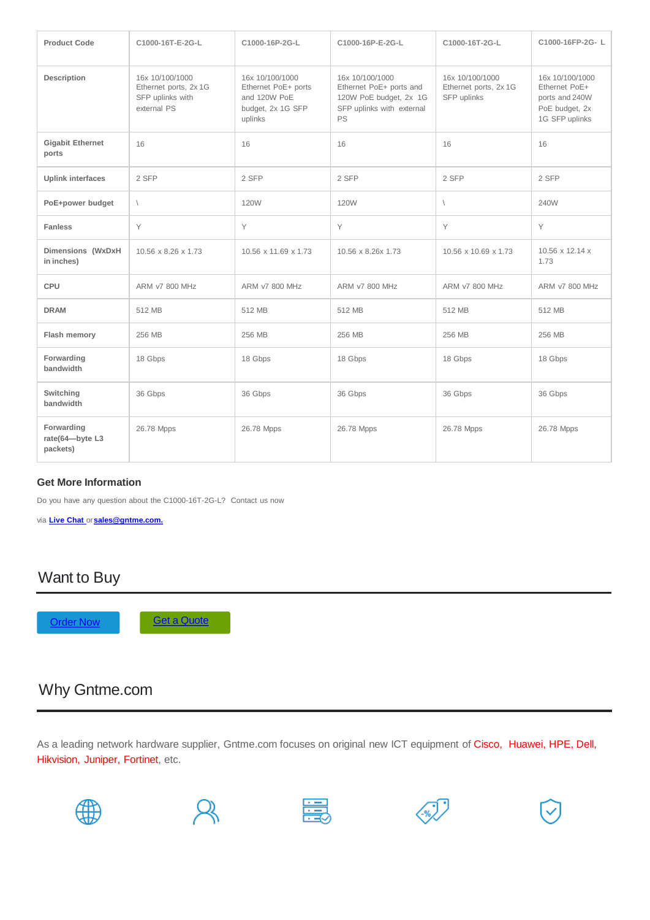| Product Code | C1000-16T-E-2G-L | C1000-16P-2G-L | C1000-16P-E-2G-L | C1000-16T-2G-L | C1000-16FP-2G- L |
| --- | --- | --- | --- | --- | --- |
| Description | 16x 10/100/1000 Ethernet ports, 2x 1G SFP uplinks with external PS | 16x 10/100/1000 Ethernet PoE+ ports and 120W PoE budget, 2x 1G SFP uplinks | 16x 10/100/1000 Ethernet PoE+ ports and 120W PoE budget, 2x 1G SFP uplinks with external PS | 16x 10/100/1000 Ethernet ports, 2x 1G SFP uplinks | 16x 10/100/1000 Ethernet PoE+ ports and 240W PoE budget, 2x 1G SFP uplinks |
| Gigabit Ethernet ports | 16 | 16 | 16 | 16 | 16 |
| Uplink interfaces | 2 SFP | 2 SFP | 2 SFP | 2 SFP | 2 SFP |
| PoE+power budget | \ | 120W | 120W | \ | 240W |
| Fanless | Y | Y | Y | Y | Y |
| Dimensions (WxDxH in inches) | 10.56 x 8.26 x 1.73 | 10.56 x 11.69 x 1.73 | 10.56 x 8.26x 1.73 | 10.56 x 10.69 x 1.73 | 10.56 x 12.14 x 1.73 |
| CPU | ARM v7 800 MHz | ARM v7 800 MHz | ARM v7 800 MHz | ARM v7 800 MHz | ARM v7 800 MHz |
| DRAM | 512 MB | 512 MB | 512 MB | 512 MB | 512 MB |
| Flash memory | 256 MB | 256 MB | 256 MB | 256 MB | 256 MB |
| Forwarding bandwidth | 18 Gbps | 18 Gbps | 18 Gbps | 18 Gbps | 18 Gbps |
| Switching bandwidth | 36 Gbps | 36 Gbps | 36 Gbps | 36 Gbps | 36 Gbps |
| Forwarding rate(64—byte L3 packets) | 26.78 Mpps | 26.78 Mpps | 26.78 Mpps | 26.78 Mpps | 26.78 Mpps |

### Get More Information

Do you have any question about the C1000-16T-2G-L? Contact us now via Live Chat or sales@gntme.com.

## Want to Buy

Order Now    Get a Quote

## Why Gntme.com

As a leading network hardware supplier, Gntme.com focuses on original new ICT equipment of Cisco, Huawei, HPE, Dell, Hikvision, Juniper, Fortinet, etc.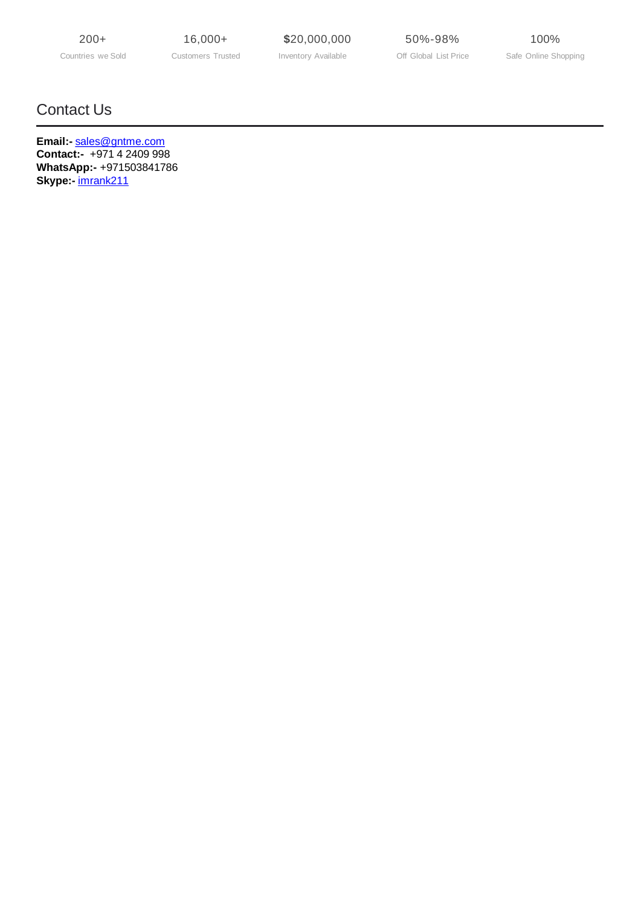| 200+ | 16,000+ | $20,000,000 | 50%-98% | 100% |
| --- | --- | --- | --- | --- |
| Countries we Sold | Customers Trusted | Inventory Available | Off Global List Price | Safe Online Shopping |

## Contact Us

**Email:-** sales@gntme.com
**Contact:-** +971 4 2409 998
**WhatsApp:-** +971503841786
**Skype:-** imrank211